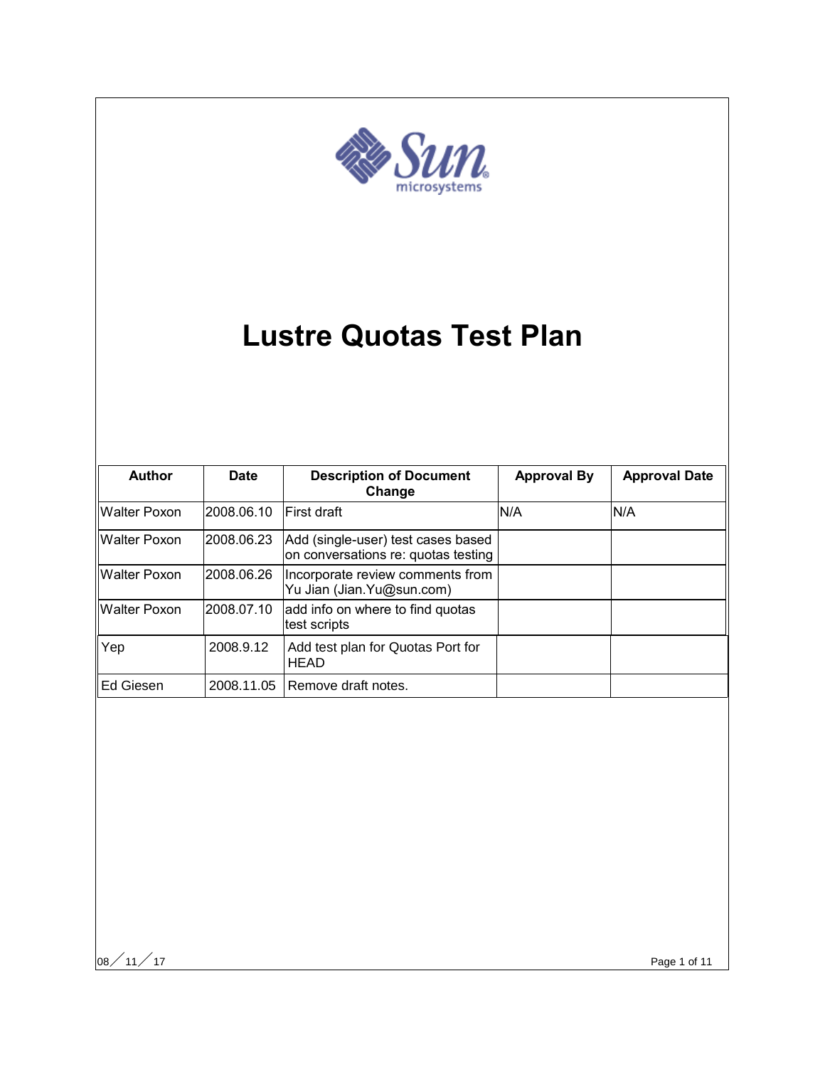# Lustre Quotas Test Plan

| Author | Date | Description of Document Change | Approval By | Approval Date |
|---|---|---|---|---|
| Walter Poxon | 2008.06.10 | First draft | N/A | N/A |
| Walter Poxon | 2008.06.23 | Add (single-user) test cases based on conversations re: quotas testing | | |
| Walter Poxon | 2008.06.26 | Incorporate review comments from Yu Jian (Jian.Yu@sun.com) | | |
| Walter Poxon | 2008.07.10 | add info on where to find quotas test scripts | | |
| Yep | 2008.9.12 | Add test plan for Quotas Port for HEAD | | |
| Ed Giesen | 2008.11.05 | Remove draft notes. | | |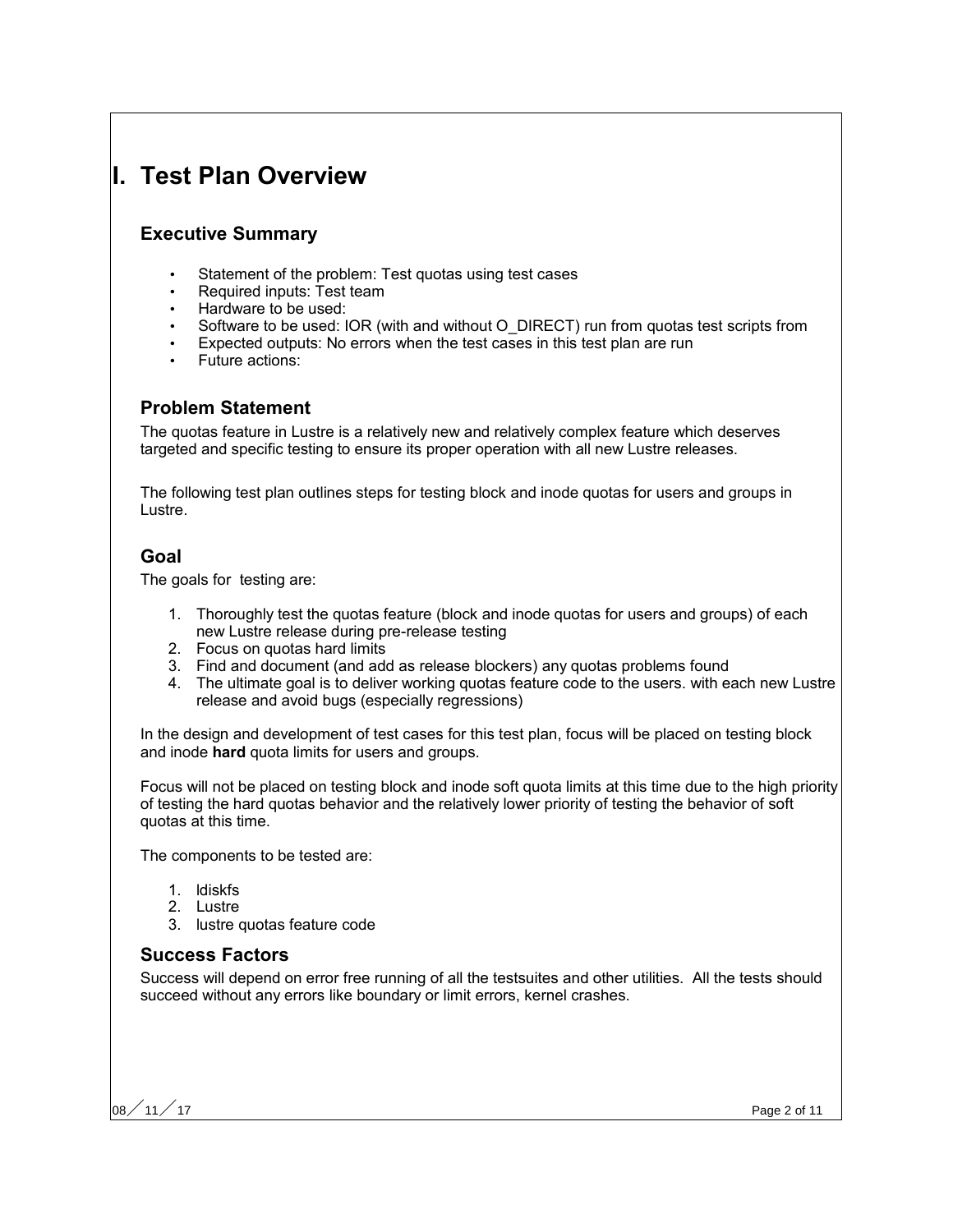# I. Test Plan Overview

## Executive Summary

- Statement of the problem: Test quotas using test cases
- Required inputs: Test team
- Hardware to be used:
- Software to be used: IOR (with and without O_DIRECT) run from quotas test scripts from
- Expected outputs: No errors when the test cases in this test plan are run
- Future actions:

## Problem Statement

The quotas feature in Lustre is a relatively new and relatively complex feature which deserves targeted and specific testing to ensure its proper operation with all new Lustre releases.

The following test plan outlines steps for testing block and inode quotas for users and groups in Lustre.

## Goal

The goals for  testing are:

1. Thoroughly test the quotas feature (block and inode quotas for users and groups) of each new Lustre release during pre-release testing
2. Focus on quotas hard limits
3. Find and document (and add as release blockers) any quotas problems found
4. The ultimate goal is to deliver working quotas feature code to the users. with each new Lustre release and avoid bugs (especially regressions)

In the design and development of test cases for this test plan, focus will be placed on testing block and inode **hard** quota limits for users and groups.

Focus will not be placed on testing block and inode soft quota limits at this time due to the high priority of testing the hard quotas behavior and the relatively lower priority of testing the behavior of soft quotas at this time.

The components to be tested are:

1. ldiskfs
2. Lustre
3. lustre quotas feature code

## Success Factors

Success will depend on error free running of all the testsuites and other utilities.  All the tests should succeed without any errors like boundary or limit errors, kernel crashes.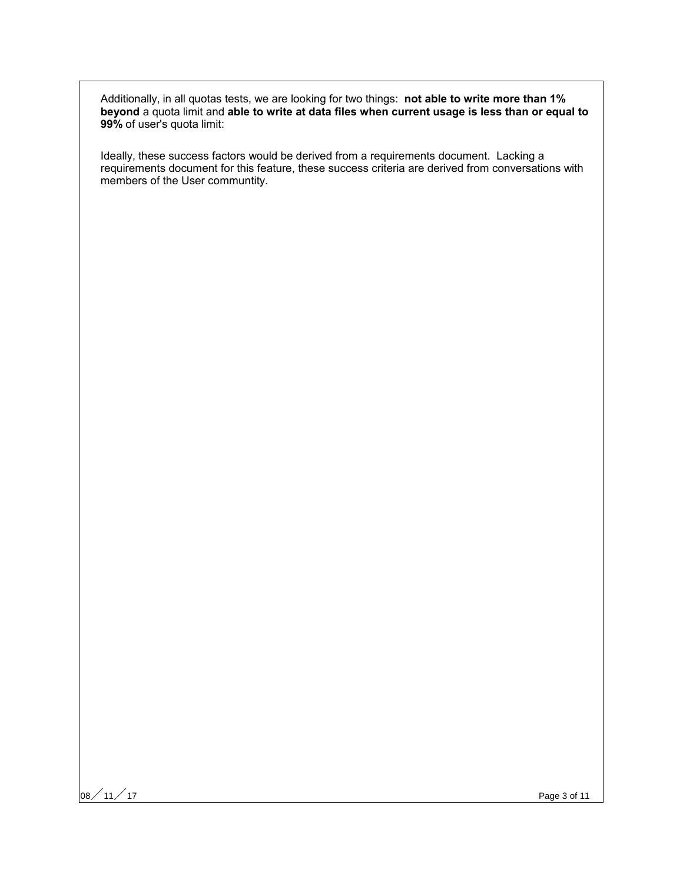Additionally, in all quotas tests, we are looking for two things: **not able to write more than 1% beyond** a quota limit and **able to write at data files when current usage is less than or equal to 99%** of user's quota limit:

Ideally, these success factors would be derived from a requirements document. Lacking a requirements document for this feature, these success criteria are derived from conversations with members of the User communtity.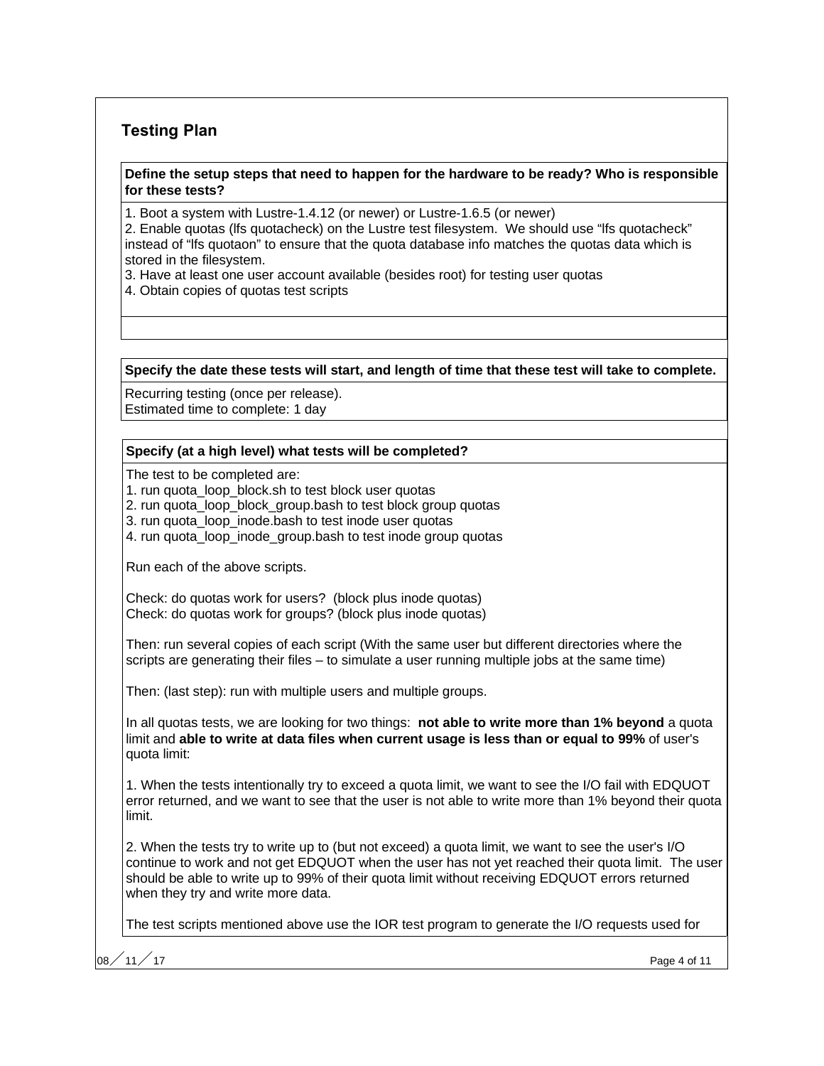## Testing Plan

**Define the setup steps that need to happen for the hardware to be ready? Who is responsible for these tests?**

1. Boot a system with Lustre-1.4.12 (or newer) or Lustre-1.6.5 (or newer)
2. Enable quotas (lfs quotacheck) on the Lustre test filesystem. We should use "lfs quotacheck" instead of "lfs quotaon" to ensure that the quota database info matches the quotas data which is stored in the filesystem.
3. Have at least one user account available (besides root) for testing user quotas
4. Obtain copies of quotas test scripts

**Specify the date these tests will start, and length of time that these test will take to complete.**

Recurring testing (once per release).
Estimated time to complete: 1 day

**Specify (at a high level) what tests will be completed?**

The test to be completed are:
1. run quota_loop_block.sh to test block user quotas
2. run quota_loop_block_group.bash to test block group quotas
3. run quota_loop_inode.bash to test inode user quotas
4. run quota_loop_inode_group.bash to test inode group quotas

Run each of the above scripts.

Check: do quotas work for users? (block plus inode quotas)
Check: do quotas work for groups? (block plus inode quotas)

Then: run several copies of each script (With the same user but different directories where the scripts are generating their files – to simulate a user running multiple jobs at the same time)

Then: (last step): run with multiple users and multiple groups.

In all quotas tests, we are looking for two things: **not able to write more than 1% beyond** a quota limit and **able to write at data files when current usage is less than or equal to 99%** of user's quota limit:

1. When the tests intentionally try to exceed a quota limit, we want to see the I/O fail with EDQUOT error returned, and we want to see that the user is not able to write more than 1% beyond their quota limit.

2. When the tests try to write up to (but not exceed) a quota limit, we want to see the user's I/O continue to work and not get EDQUOT when the user has not yet reached their quota limit. The user should be able to write up to 99% of their quota limit without receiving EDQUOT errors returned when they try and write more data.

The test scripts mentioned above use the IOR test program to generate the I/O requests used for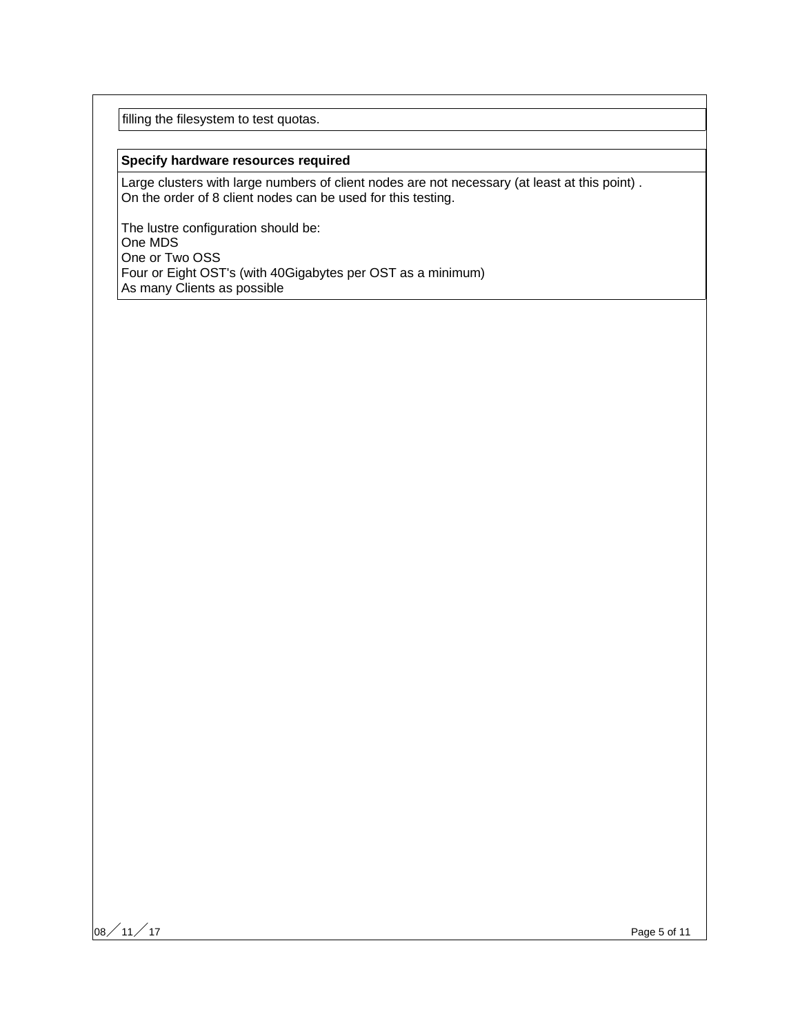filling the filesystem to test quotas.

**Specify hardware resources required**

Large clusters with large numbers of client nodes are not necessary (at least at this point) .
On the order of 8 client nodes can be used for this testing.

The lustre configuration should be:
One MDS
One or Two OSS
Four or Eight OST's (with 40Gigabytes per OST as a minimum)
As many Clients as possible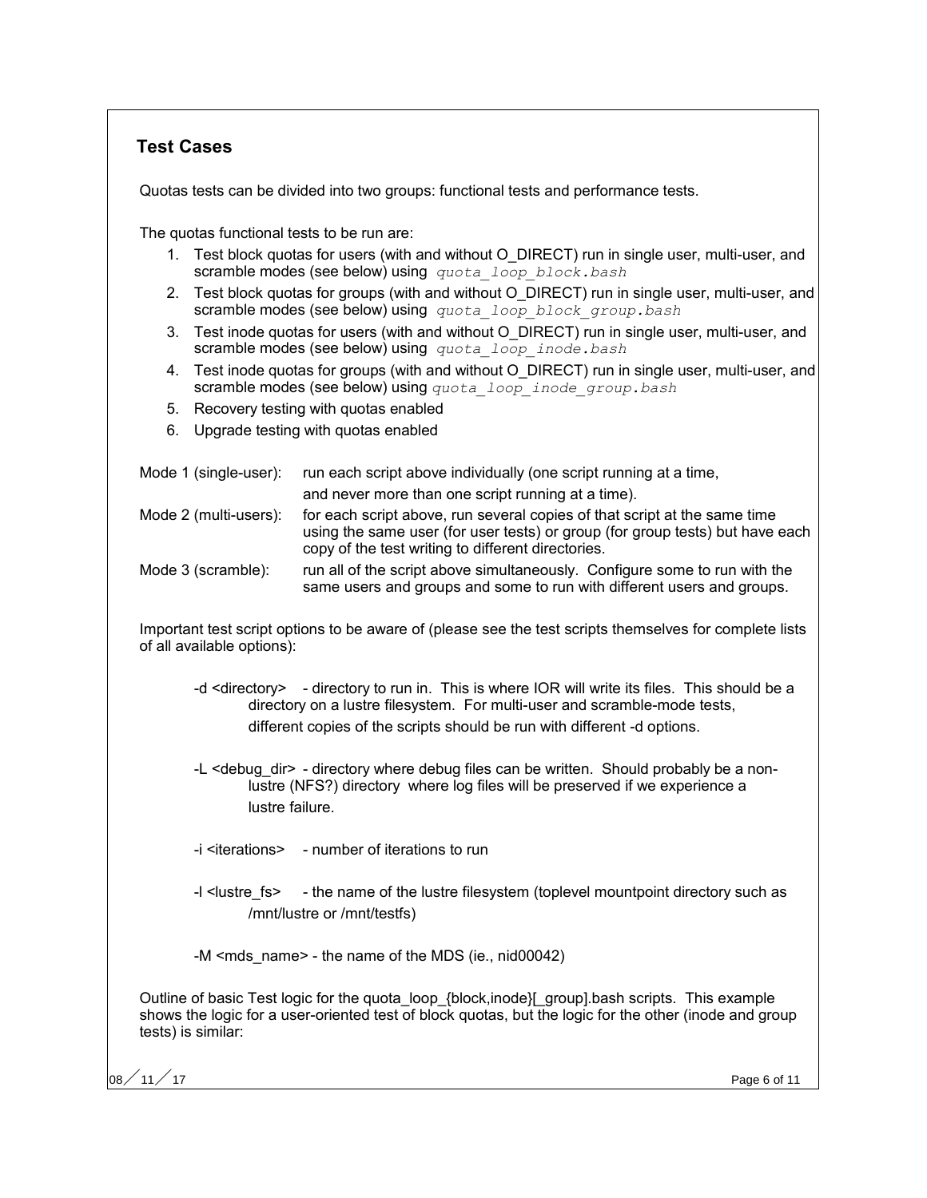## Test Cases

Quotas tests can be divided into two groups: functional tests and performance tests.

The quotas functional tests to be run are:

1. Test block quotas for users (with and without O_DIRECT) run in single user, multi-user, and scramble modes (see below) using `quota_loop_block.bash`
2. Test block quotas for groups (with and without O_DIRECT) run in single user, multi-user, and scramble modes (see below) using `quota_loop_block_group.bash`
3. Test inode quotas for users (with and without O_DIRECT) run in single user, multi-user, and scramble modes (see below) using `quota_loop_inode.bash`
4. Test inode quotas for groups (with and without O_DIRECT) run in single user, multi-user, and scramble modes (see below) using `quota_loop_inode_group.bash`
5. Recovery testing with quotas enabled
6. Upgrade testing with quotas enabled

Mode 1 (single-user): run each script above individually (one script running at a time, and never more than one script running at a time).

Mode 2 (multi-users): for each script above, run several copies of that script at the same time using the same user (for user tests) or group (for group tests) but have each copy of the test writing to different directories.

Mode 3 (scramble): run all of the script above simultaneously. Configure some to run with the same users and groups and some to run with different users and groups.

Important test script options to be aware of (please see the test scripts themselves for complete lists of all available options):

-d <directory> - directory to run in. This is where IOR will write its files. This should be a directory on a lustre filesystem. For multi-user and scramble-mode tests, different copies of the scripts should be run with different -d options.

-L <debug_dir> - directory where debug files can be written. Should probably be a non-lustre (NFS?) directory where log files will be preserved if we experience a lustre failure.

-i <iterations> - number of iterations to run

-l <lustre_fs> - the name of the lustre filesystem (toplevel mountpoint directory such as /mnt/lustre or /mnt/testfs)

-M <mds_name> - the name of the MDS (ie., nid00042)

Outline of basic Test logic for the quota_loop_{block,inode}[_group].bash scripts. This example shows the logic for a user-oriented test of block quotas, but the logic for the other (inode and group tests) is similar: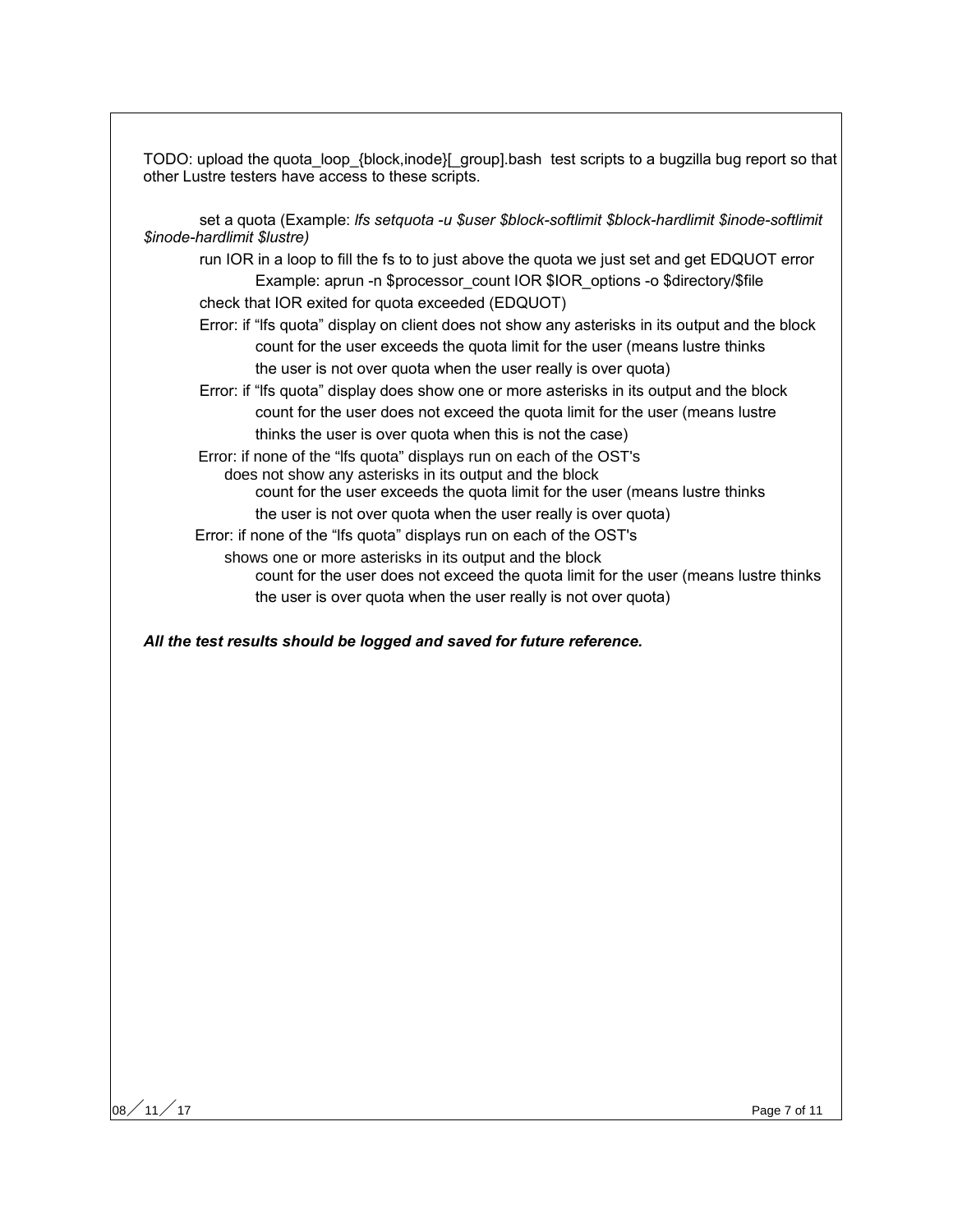TODO: upload the quota_loop_{block,inode}[_group].bash test scripts to a bugzilla bug report so that other Lustre testers have access to these scripts.

- set a quota (Example: *lfs setquota -u $user $block-softlimit $block-hardlimit $inode-softlimit $inode-hardlimit $lustre)*
- run IOR in a loop to fill the fs to to just above the quota we just set and get EDQUOT error
  - Example: aprun -n $processor_count IOR $IOR_options -o $directory/$file
- check that IOR exited for quota exceeded (EDQUOT)
- Error: if "lfs quota" display on client does not show any asterisks in its output and the block count for the user exceeds the quota limit for the user (means lustre thinks the user is not over quota when the user really is over quota)
- Error: if "lfs quota" display does show one or more asterisks in its output and the block count for the user does not exceed the quota limit for the user (means lustre thinks the user is over quota when this is not the case)
- Error: if none of the "lfs quota" displays run on each of the OST's does not show any asterisks in its output and the block count for the user exceeds the quota limit for the user (means lustre thinks the user is not over quota when the user really is over quota)
- Error: if none of the "lfs quota" displays run on each of the OST's shows one or more asterisks in its output and the block count for the user does not exceed the quota limit for the user (means lustre thinks the user is over quota when the user really is not over quota)

***All the test results should be logged and saved for future reference.***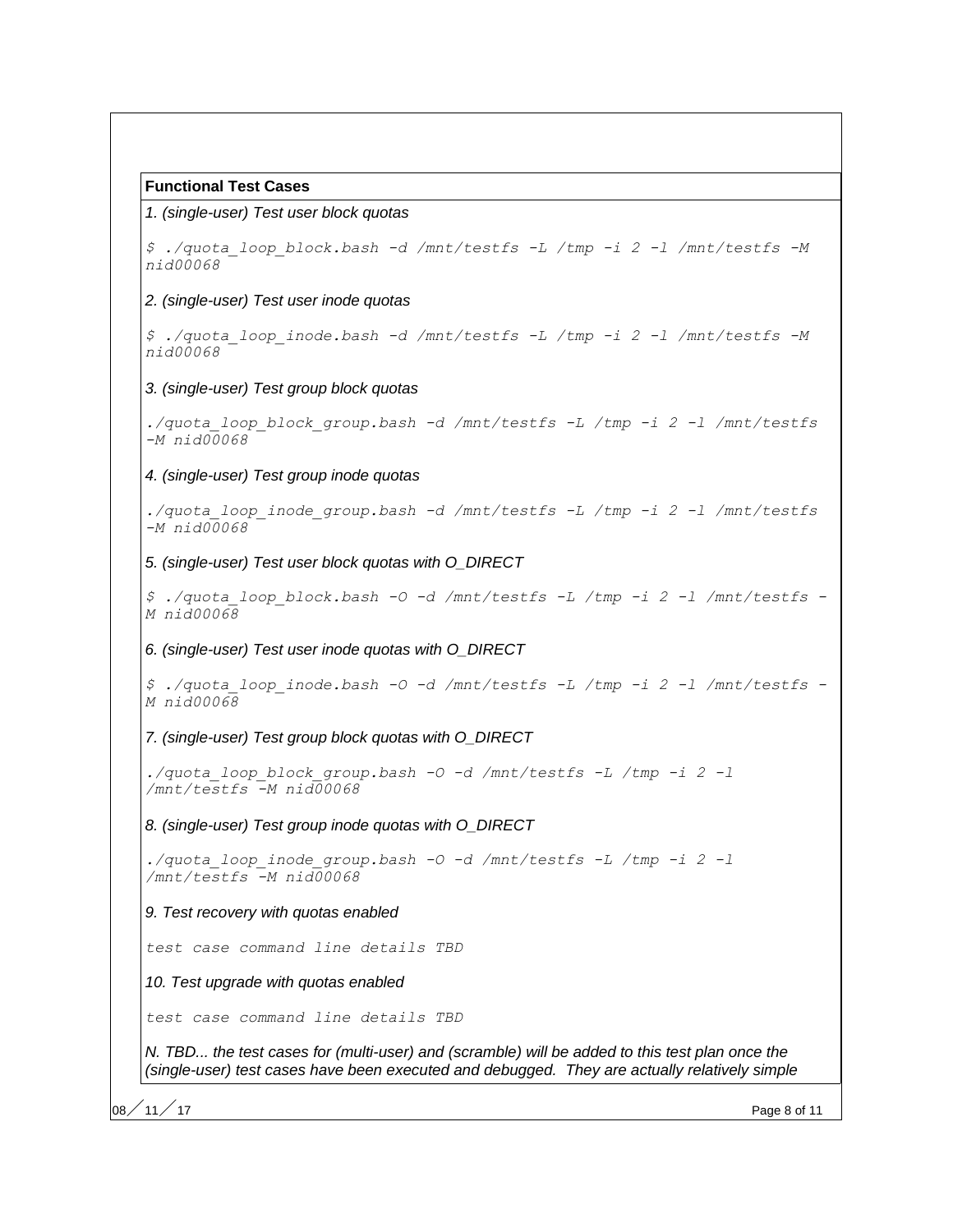**Functional Test Cases**

*1. (single-user) Test user block quotas*

```
$ ./quota_loop_block.bash -d /mnt/testfs -L /tmp -i 2 -l /mnt/testfs -M nid00068
```

*2. (single-user) Test user inode quotas*

```
$ ./quota_loop_inode.bash -d /mnt/testfs -L /tmp -i 2 -l /mnt/testfs -M nid00068
```

*3. (single-user) Test group block quotas*

```
./quota_loop_block_group.bash -d /mnt/testfs -L /tmp -i 2 -l /mnt/testfs -M nid00068
```

*4. (single-user) Test group inode quotas*

```
./quota_loop_inode_group.bash -d /mnt/testfs -L /tmp -i 2 -l /mnt/testfs -M nid00068
```

*5. (single-user) Test user block quotas with O_DIRECT*

```
$ ./quota_loop_block.bash -O -d /mnt/testfs -L /tmp -i 2 -l /mnt/testfs -M nid00068
```

*6. (single-user) Test user inode quotas with O_DIRECT*

```
$ ./quota_loop_inode.bash -O -d /mnt/testfs -L /tmp -i 2 -l /mnt/testfs -M nid00068
```

*7. (single-user) Test group block quotas with O_DIRECT*

```
./quota_loop_block_group.bash -O -d /mnt/testfs -L /tmp -i 2 -l /mnt/testfs -M nid00068
```

*8. (single-user) Test group inode quotas with O_DIRECT*

```
./quota_loop_inode_group.bash -O -d /mnt/testfs -L /tmp -i 2 -l /mnt/testfs -M nid00068
```

*9. Test recovery with quotas enabled*

*test case command line details TBD*

*10. Test upgrade with quotas enabled*

*test case command line details TBD*

*N. TBD... the test cases for (multi-user) and (scramble) will be added to this test plan once the (single-user) test cases have been executed and debugged. They are actually relatively simple*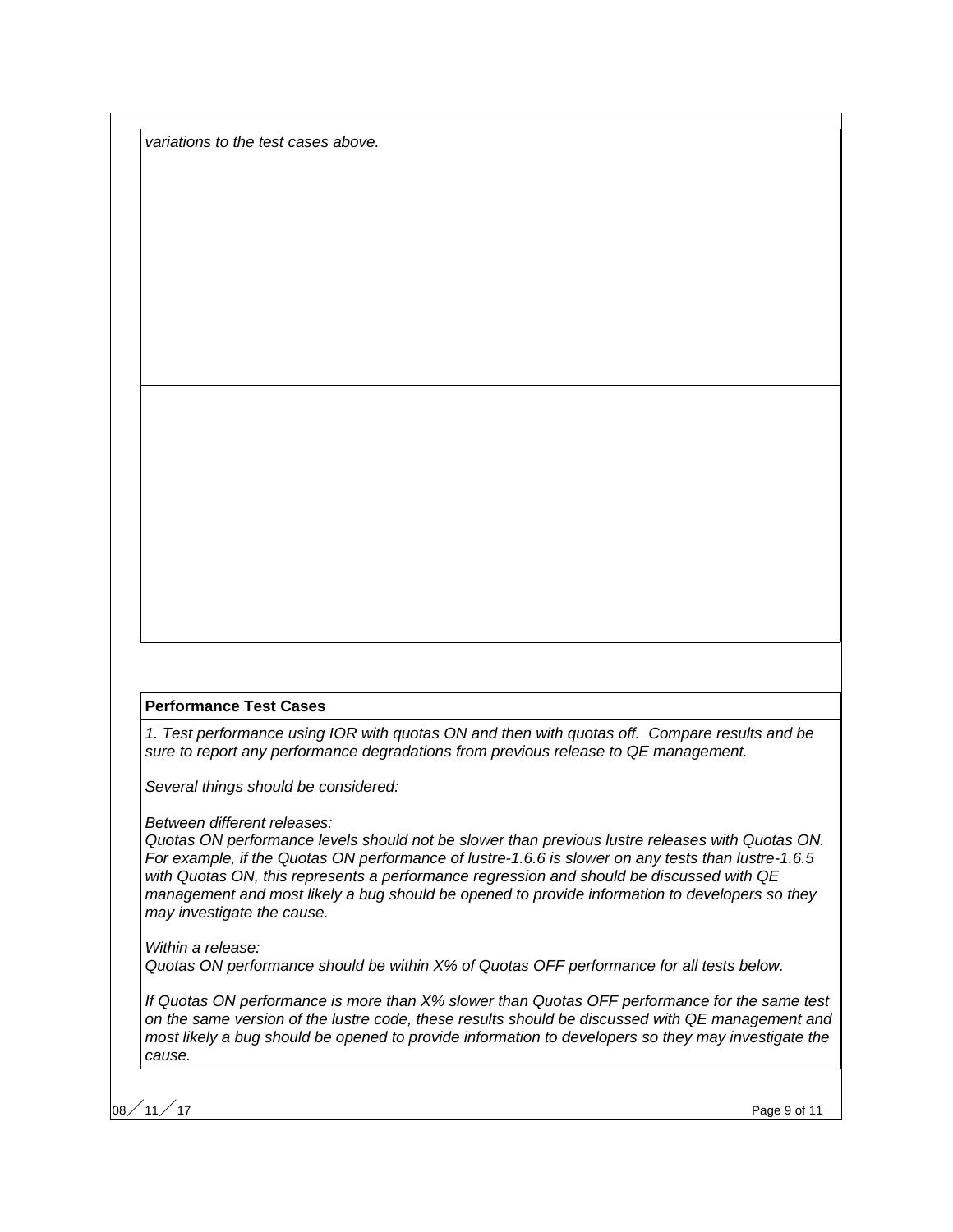*variations to the test cases above.*

**Performance Test Cases**

*1. Test performance using IOR with quotas ON and then with quotas off.  Compare results and be sure to report any performance degradations from previous release to QE management.*

*Several things should be considered:*

*Between different releases:*
*Quotas ON performance levels should not be slower than previous lustre releases with Quotas ON. For example, if the Quotas ON performance of lustre-1.6.6 is slower on any tests than lustre-1.6.5 with Quotas ON, this represents a performance regression and should be discussed with QE management and most likely a bug should be opened to provide information to developers so they may investigate the cause.*

*Within a release:*
*Quotas ON performance should be within X% of Quotas OFF performance for all tests below.*

*If Quotas ON performance is more than X% slower than Quotas OFF performance for the same test on the same version of the lustre code, these results should be discussed with QE management and most likely a bug should be opened to provide information to developers so they may investigate the cause.*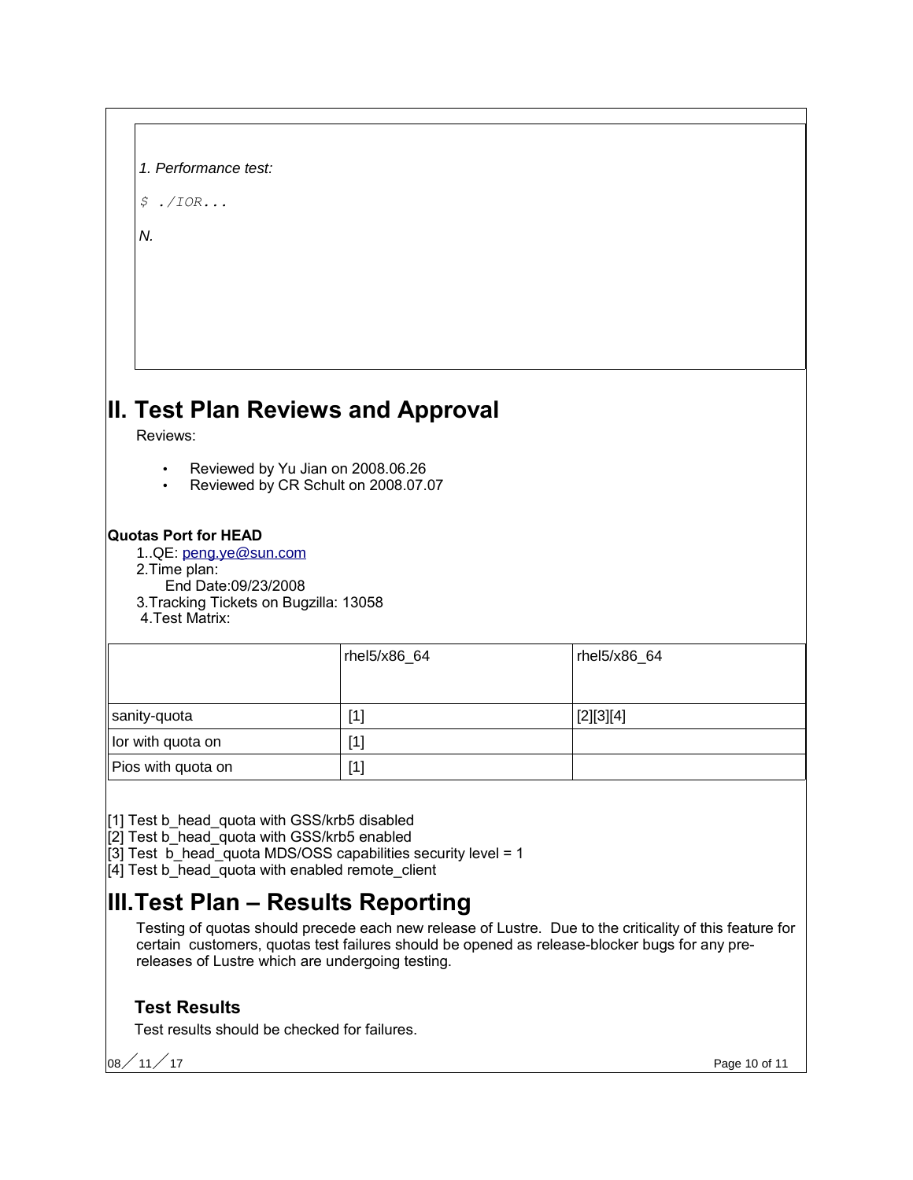*1. Performance test:*

```
$ ./IOR...
```

*N.*

# II. Test Plan Reviews and Approval

Reviews:

- Reviewed by Yu Jian on 2008.06.26
- Reviewed by CR Schult on 2008.07.07

**Quotas Port for HEAD**

1..QE: peng.ye@sun.com
2.Time plan:
    End Date:09/23/2008
3.Tracking Tickets on Bugzilla: 13058
4.Test Matrix:

| | rhel5/x86_64 | rhel5/x86_64 |
|---|---|---|
| sanity-quota | [1] | [2][3][4] |
| Ior with quota on | [1] | |
| Pios with quota on | [1] | |

[1] Test b_head_quota with GSS/krb5 disabled
[2] Test b_head_quota with GSS/krb5 enabled
[3] Test  b_head_quota MDS/OSS capabilities security level = 1
[4] Test b_head_quota with enabled remote_client

# III. Test Plan – Results Reporting

Testing of quotas should precede each new release of Lustre. Due to the criticality of this feature for certain customers, quotas test failures should be opened as release-blocker bugs for any pre-releases of Lustre which are undergoing testing.

## Test Results

Test results should be checked for failures.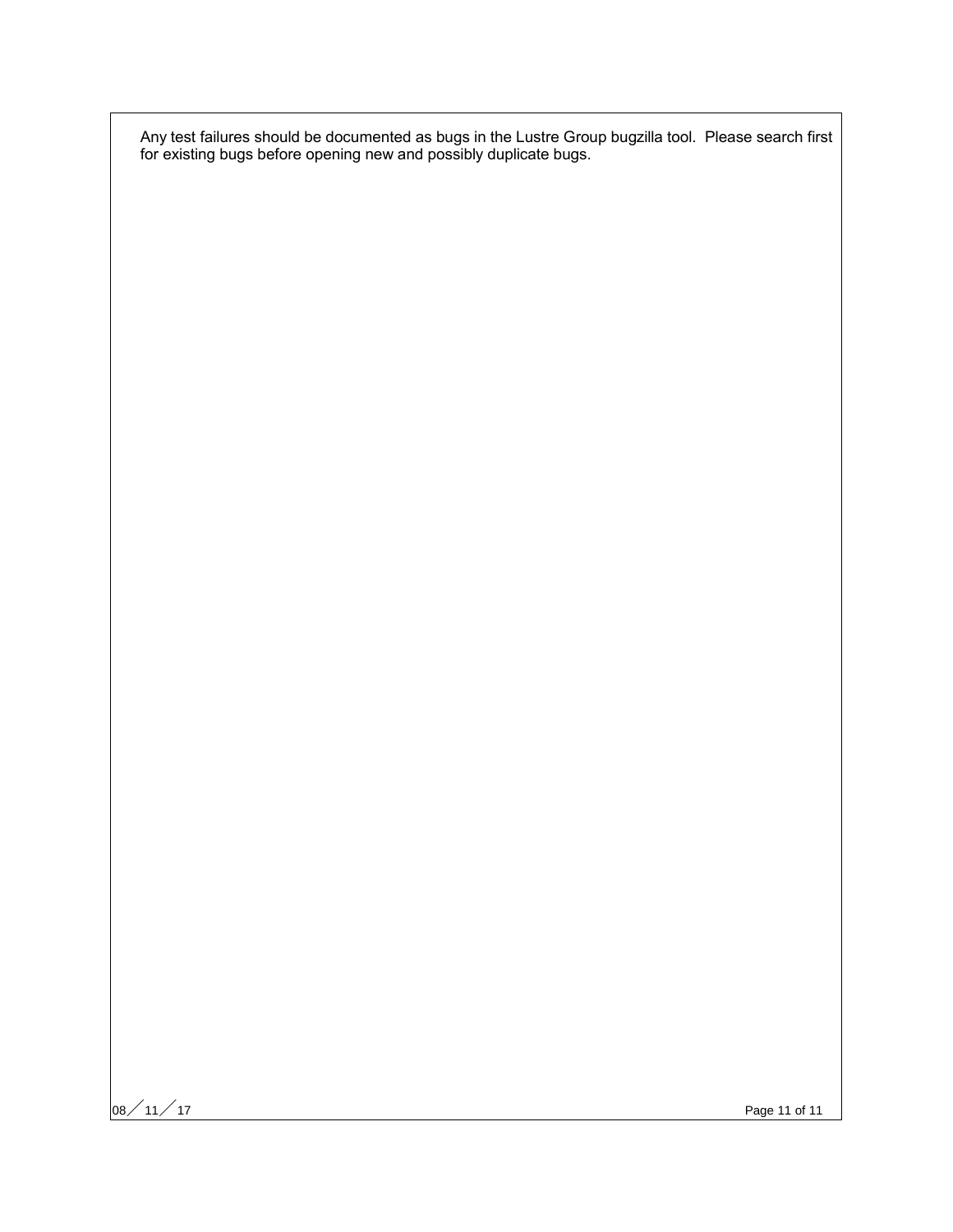Any test failures should be documented as bugs in the Lustre Group bugzilla tool. Please search first for existing bugs before opening new and possibly duplicate bugs.